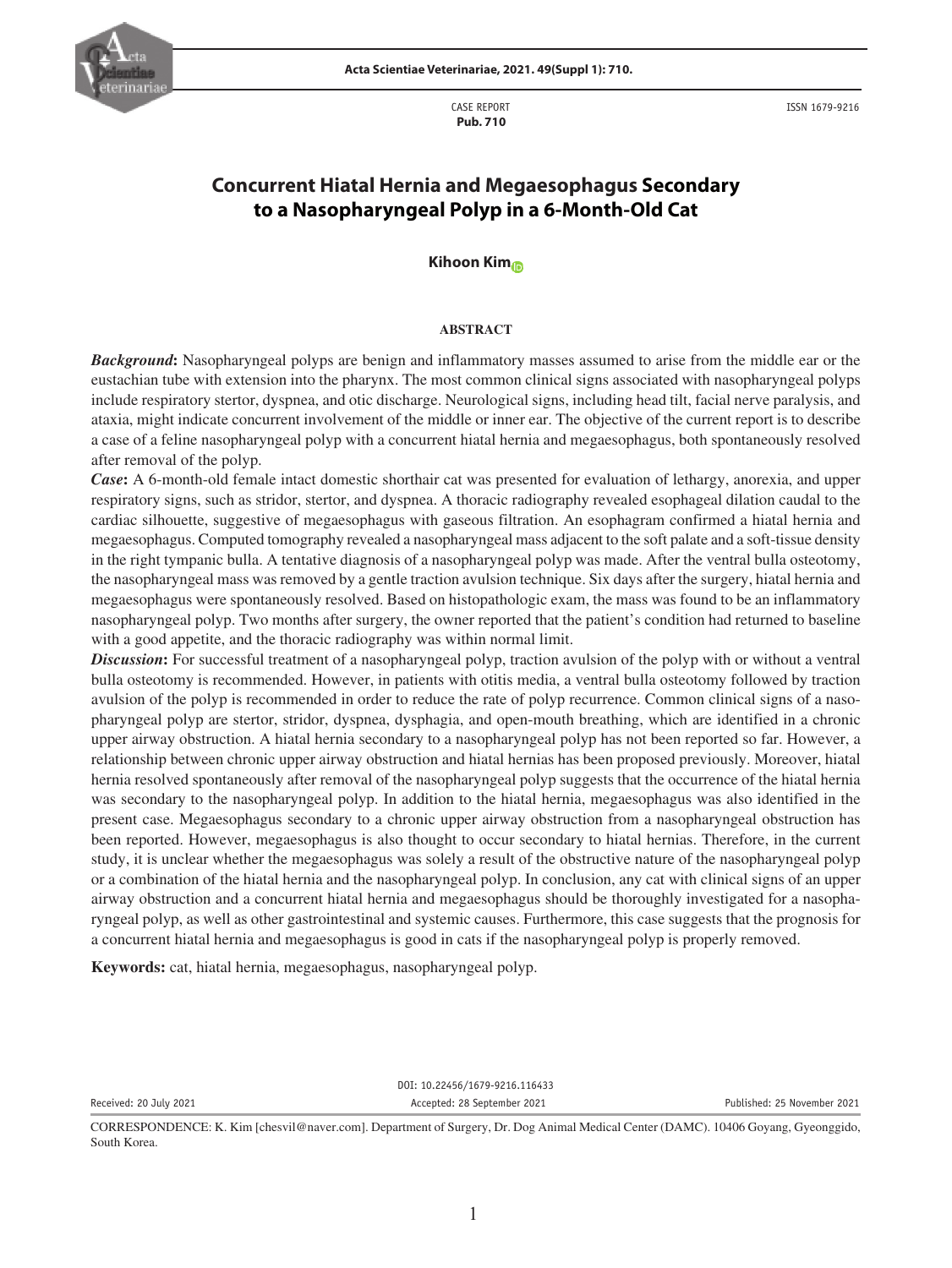CASE REPORT
**Pub. 710**

ISSN 1679-9216

# Concurrent Hiatal Hernia and Megaesophagus Secondary to a Nasopharyngeal Polyp in a 6-Month-Old Cat

**Kihoon Kim**

## ABSTRACT

***Background*:** Nasopharyngeal polyps are benign and inflammatory masses assumed to arise from the middle ear or the eustachian tube with extension into the pharynx. The most common clinical signs associated with nasopharyngeal polyps include respiratory stertor, dyspnea, and otic discharge. Neurological signs, including head tilt, facial nerve paralysis, and ataxia, might indicate concurrent involvement of the middle or inner ear. The objective of the current report is to describe a case of a feline nasopharyngeal polyp with a concurrent hiatal hernia and megaesophagus, both spontaneously resolved after removal of the polyp.

***Case*:** A 6-month-old female intact domestic shorthair cat was presented for evaluation of lethargy, anorexia, and upper respiratory signs, such as stridor, stertor, and dyspnea. A thoracic radiography revealed esophageal dilation caudal to the cardiac silhouette, suggestive of megaesophagus with gaseous filtration. An esophagram confirmed a hiatal hernia and megaesophagus. Computed tomography revealed a nasopharyngeal mass adjacent to the soft palate and a soft-tissue density in the right tympanic bulla. A tentative diagnosis of a nasopharyngeal polyp was made. After the ventral bulla osteotomy, the nasopharyngeal mass was removed by a gentle traction avulsion technique. Six days after the surgery, hiatal hernia and megaesophagus were spontaneously resolved. Based on histopathologic exam, the mass was found to be an inflammatory nasopharyngeal polyp. Two months after surgery, the owner reported that the patient's condition had returned to baseline with a good appetite, and the thoracic radiography was within normal limit.

***Discussion*:** For successful treatment of a nasopharyngeal polyp, traction avulsion of the polyp with or without a ventral bulla osteotomy is recommended. However, in patients with otitis media, a ventral bulla osteotomy followed by traction avulsion of the polyp is recommended in order to reduce the rate of polyp recurrence. Common clinical signs of a nasopharyngeal polyp are stertor, stridor, dyspnea, dysphagia, and open-mouth breathing, which are identified in a chronic upper airway obstruction. A hiatal hernia secondary to a nasopharyngeal polyp has not been reported so far. However, a relationship between chronic upper airway obstruction and hiatal hernias has been proposed previously. Moreover, hiatal hernia resolved spontaneously after removal of the nasopharyngeal polyp suggests that the occurrence of the hiatal hernia was secondary to the nasopharyngeal polyp. In addition to the hiatal hernia, megaesophagus was also identified in the present case. Megaesophagus secondary to a chronic upper airway obstruction from a nasopharyngeal obstruction has been reported. However, megaesophagus is also thought to occur secondary to hiatal hernias. Therefore, in the current study, it is unclear whether the megaesophagus was solely a result of the obstructive nature of the nasopharyngeal polyp or a combination of the hiatal hernia and the nasopharyngeal polyp. In conclusion, any cat with clinical signs of an upper airway obstruction and a concurrent hiatal hernia and megaesophagus should be thoroughly investigated for a nasopharyngeal polyp, as well as other gastrointestinal and systemic causes. Furthermore, this case suggests that the prognosis for a concurrent hiatal hernia and megaesophagus is good in cats if the nasopharyngeal polyp is properly removed.

**Keywords:** cat, hiatal hernia, megaesophagus, nasopharyngeal polyp.

DOI: 10.22456/1679-9216.116433

Received: 20 July 2021 | Accepted: 28 September 2021 | Published: 25 November 2021

CORRESPONDENCE: K. Kim [chesvil@naver.com]. Department of Surgery, Dr. Dog Animal Medical Center (DAMC). 10406 Goyang, Gyeonggido, South Korea.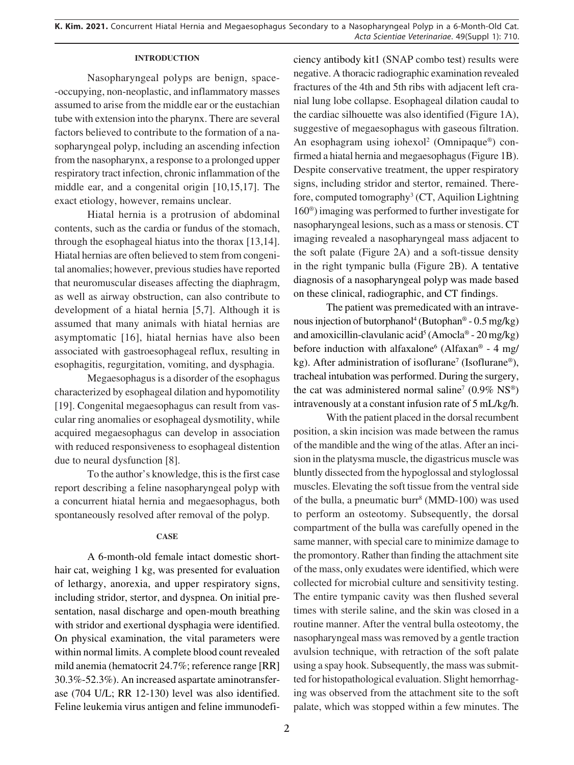## INTRODUCTION

Nasopharyngeal polyps are benign, space--occupying, non-neoplastic, and inflammatory masses assumed to arise from the middle ear or the eustachian tube with extension into the pharynx. There are several factors believed to contribute to the formation of a nasopharyngeal polyp, including an ascending infection from the nasopharynx, a response to a prolonged upper respiratory tract infection, chronic inflammation of the middle ear, and a congenital origin [10,15,17]. The exact etiology, however, remains unclear.

Hiatal hernia is a protrusion of abdominal contents, such as the cardia or fundus of the stomach, through the esophageal hiatus into the thorax [13,14]. Hiatal hernias are often believed to stem from congenital anomalies; however, previous studies have reported that neuromuscular diseases affecting the diaphragm, as well as airway obstruction, can also contribute to development of a hiatal hernia [5,7]. Although it is assumed that many animals with hiatal hernias are asymptomatic [16], hiatal hernias have also been associated with gastroesophageal reflux, resulting in esophagitis, regurgitation, vomiting, and dysphagia.

Megaesophagus is a disorder of the esophagus characterized by esophageal dilation and hypomotility [19]. Congenital megaesophagus can result from vascular ring anomalies or esophageal dysmotility, while acquired megaesophagus can develop in association with reduced responsiveness to esophageal distention due to neural dysfunction [8].

To the author's knowledge, this is the first case report describing a feline nasopharyngeal polyp with a concurrent hiatal hernia and megaesophagus, both spontaneously resolved after removal of the polyp.

## CASE

A 6-month-old female intact domestic shorthair cat, weighing 1 kg, was presented for evaluation of lethargy, anorexia, and upper respiratory signs, including stridor, stertor, and dyspnea. On initial presentation, nasal discharge and open-mouth breathing with stridor and exertional dysphagia were identified. On physical examination, the vital parameters were within normal limits. A complete blood count revealed mild anemia (hematocrit 24.7%; reference range [RR] 30.3%-52.3%). An increased aspartate aminotransferase (704 U/L; RR 12-130) level was also identified. Feline leukemia virus antigen and feline immunodeficiency antibody kit1 (SNAP combo test) results were negative. A thoracic radiographic examination revealed fractures of the 4th and 5th ribs with adjacent left cranial lung lobe collapse. Esophageal dilation caudal to the cardiac silhouette was also identified (Figure 1A), suggestive of megaesophagus with gaseous filtration. An esophagram using iohexol[2] (Omnipaque®) confirmed a hiatal hernia and megaesophagus (Figure 1B). Despite conservative treatment, the upper respiratory signs, including stridor and stertor, remained. Therefore, computed tomography[3] (CT, Aquilion Lightning 160®) imaging was performed to further investigate for nasopharyngeal lesions, such as a mass or stenosis. CT imaging revealed a nasopharyngeal mass adjacent to the soft palate (Figure 2A) and a soft-tissue density in the right tympanic bulla (Figure 2B). A tentative diagnosis of a nasopharyngeal polyp was made based on these clinical, radiographic, and CT findings.

The patient was premedicated with an intravenous injection of butorphanol[4] (Butophan® - 0.5 mg/kg) and amoxicillin-clavulanic acid[5] (Amocla® - 20 mg/kg) before induction with alfaxalone[6] (Alfaxan® - 4 mg/kg). After administration of isoflurane[7] (Isoflurane®), tracheal intubation was performed. During the surgery, the cat was administered normal saline[7] (0.9% NS®) intravenously at a constant infusion rate of 5 mL/kg/h.

With the patient placed in the dorsal recumbent position, a skin incision was made between the ramus of the mandible and the wing of the atlas. After an incision in the platysma muscle, the digastricus muscle was bluntly dissected from the hypoglossal and styloglossal muscles. Elevating the soft tissue from the ventral side of the bulla, a pneumatic burr[8] (MMD-100) was used to perform an osteotomy. Subsequently, the dorsal compartment of the bulla was carefully opened in the same manner, with special care to minimize damage to the promontory. Rather than finding the attachment site of the mass, only exudates were identified, which were collected for microbial culture and sensitivity testing. The entire tympanic cavity was then flushed several times with sterile saline, and the skin was closed in a routine manner. After the ventral bulla osteotomy, the nasopharyngeal mass was removed by a gentle traction avulsion technique, with retraction of the soft palate using a spay hook. Subsequently, the mass was submitted for histopathological evaluation. Slight hemorrhaging was observed from the attachment site to the soft palate, which was stopped within a few minutes. The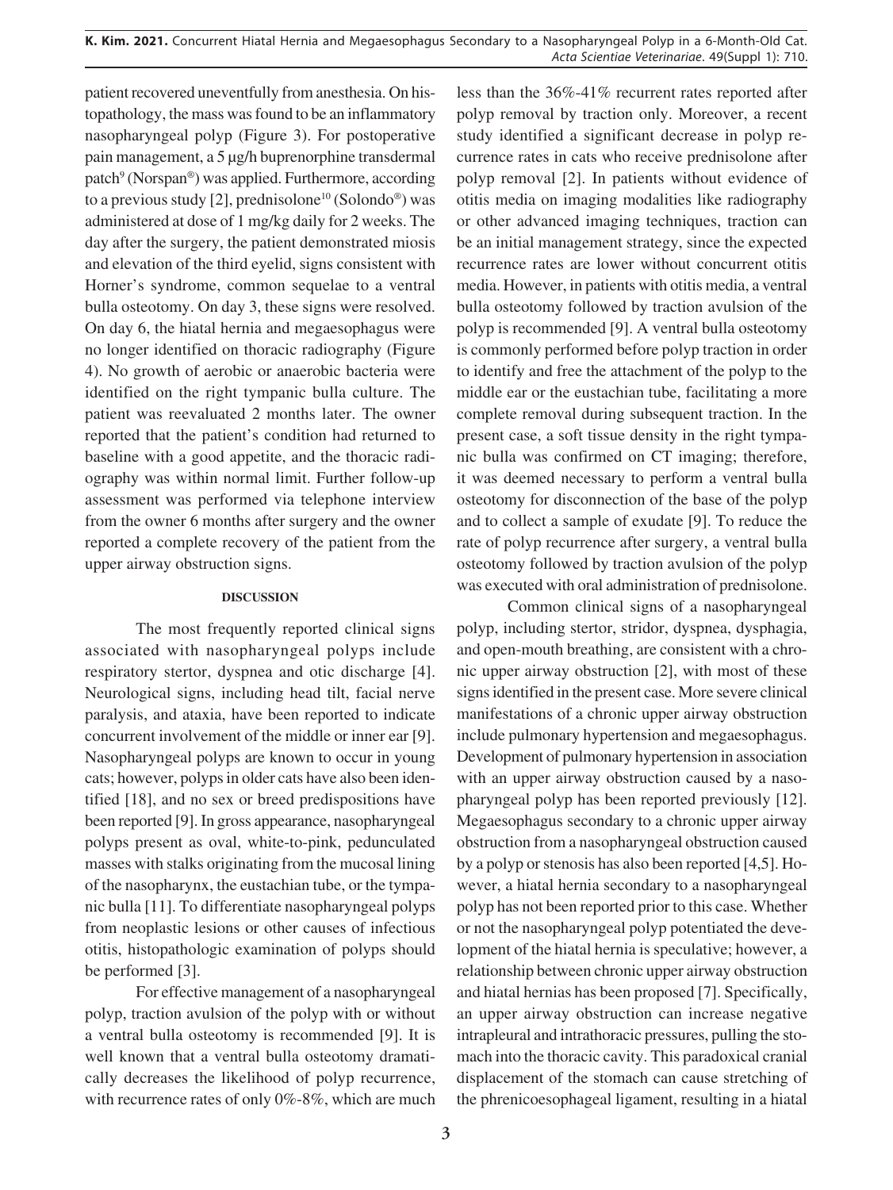patient recovered uneventfully from anesthesia. On histopathology, the mass was found to be an inflammatory nasopharyngeal polyp (Figure 3). For postoperative pain management, a 5 μg/h buprenorphine transdermal patch[9] (Norspan®) was applied. Furthermore, according to a previous study [2], prednisolone[10] (Solondo®) was administered at dose of 1 mg/kg daily for 2 weeks. The day after the surgery, the patient demonstrated miosis and elevation of the third eyelid, signs consistent with Horner's syndrome, common sequelae to a ventral bulla osteotomy. On day 3, these signs were resolved. On day 6, the hiatal hernia and megaesophagus were no longer identified on thoracic radiography (Figure 4). No growth of aerobic or anaerobic bacteria were identified on the right tympanic bulla culture. The patient was reevaluated 2 months later. The owner reported that the patient's condition had returned to baseline with a good appetite, and the thoracic radiography was within normal limit. Further follow-up assessment was performed via telephone interview from the owner 6 months after surgery and the owner reported a complete recovery of the patient from the upper airway obstruction signs.

## DISCUSSION

The most frequently reported clinical signs associated with nasopharyngeal polyps include respiratory stertor, dyspnea and otic discharge [4]. Neurological signs, including head tilt, facial nerve paralysis, and ataxia, have been reported to indicate concurrent involvement of the middle or inner ear [9]. Nasopharyngeal polyps are known to occur in young cats; however, polyps in older cats have also been identified [18], and no sex or breed predispositions have been reported [9]. In gross appearance, nasopharyngeal polyps present as oval, white-to-pink, pedunculated masses with stalks originating from the mucosal lining of the nasopharynx, the eustachian tube, or the tympanic bulla [11]. To differentiate nasopharyngeal polyps from neoplastic lesions or other causes of infectious otitis, histopathologic examination of polyps should be performed [3].

For effective management of a nasopharyngeal polyp, traction avulsion of the polyp with or without a ventral bulla osteotomy is recommended [9]. It is well known that a ventral bulla osteotomy dramatically decreases the likelihood of polyp recurrence, with recurrence rates of only 0%-8%, which are much less than the 36%-41% recurrent rates reported after polyp removal by traction only. Moreover, a recent study identified a significant decrease in polyp recurrence rates in cats who receive prednisolone after polyp removal [2]. In patients without evidence of otitis media on imaging modalities like radiography or other advanced imaging techniques, traction can be an initial management strategy, since the expected recurrence rates are lower without concurrent otitis media. However, in patients with otitis media, a ventral bulla osteotomy followed by traction avulsion of the polyp is recommended [9]. A ventral bulla osteotomy is commonly performed before polyp traction in order to identify and free the attachment of the polyp to the middle ear or the eustachian tube, facilitating a more complete removal during subsequent traction. In the present case, a soft tissue density in the right tympanic bulla was confirmed on CT imaging; therefore, it was deemed necessary to perform a ventral bulla osteotomy for disconnection of the base of the polyp and to collect a sample of exudate [9]. To reduce the rate of polyp recurrence after surgery, a ventral bulla osteotomy followed by traction avulsion of the polyp was executed with oral administration of prednisolone.

Common clinical signs of a nasopharyngeal polyp, including stertor, stridor, dyspnea, dysphagia, and open-mouth breathing, are consistent with a chronic upper airway obstruction [2], with most of these signs identified in the present case. More severe clinical manifestations of a chronic upper airway obstruction include pulmonary hypertension and megaesophagus. Development of pulmonary hypertension in association with an upper airway obstruction caused by a nasopharyngeal polyp has been reported previously [12]. Megaesophagus secondary to a chronic upper airway obstruction from a nasopharyngeal obstruction caused by a polyp or stenosis has also been reported [4,5]. However, a hiatal hernia secondary to a nasopharyngeal polyp has not been reported prior to this case. Whether or not the nasopharyngeal polyp potentiated the development of the hiatal hernia is speculative; however, a relationship between chronic upper airway obstruction and hiatal hernias has been proposed [7]. Specifically, an upper airway obstruction can increase negative intrapleural and intrathoracic pressures, pulling the stomach into the thoracic cavity. This paradoxical cranial displacement of the stomach can cause stretching of the phrenicoesophageal ligament, resulting in a hiatal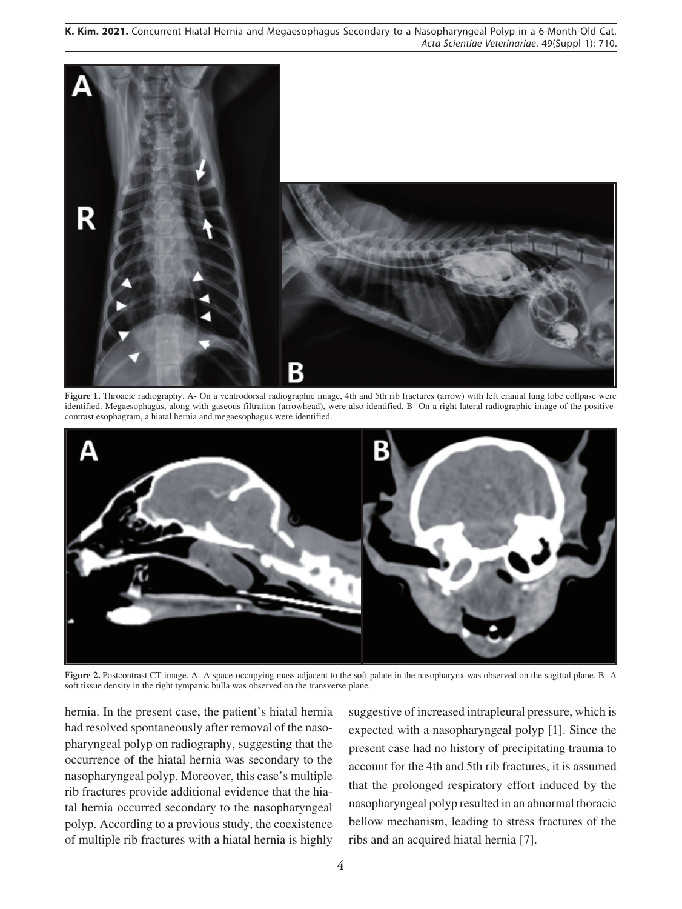**Figure 1.** Throacic radiography. A- On a ventrodorsal radiographic image, 4th and 5th rib fractures (arrow) with left cranial lung lobe collpase were identified. Megaesophagus, along with gaseous filtration (arrowhead), were also identified. B- On a right lateral radiographic image of the positive-contrast esophagram, a hiatal hernia and megaesophagus were identified.

**Figure 2.** Postcontrast CT image. A- A space-occupying mass adjacent to the soft palate in the nasopharynx was observed on the sagittal plane. B- A soft tissue density in the right tympanic bulla was observed on the transverse plane.

hernia. In the present case, the patient's hiatal hernia had resolved spontaneously after removal of the nasopharyngeal polyp on radiography, suggesting that the occurrence of the hiatal hernia was secondary to the nasopharyngeal polyp. Moreover, this case's multiple rib fractures provide additional evidence that the hiatal hernia occurred secondary to the nasopharyngeal polyp. According to a previous study, the coexistence of multiple rib fractures with a hiatal hernia is highly suggestive of increased intrapleural pressure, which is expected with a nasopharyngeal polyp [1]. Since the present case had no history of precipitating trauma to account for the 4th and 5th rib fractures, it is assumed that the prolonged respiratory effort induced by the nasopharyngeal polyp resulted in an abnormal thoracic bellow mechanism, leading to stress fractures of the ribs and an acquired hiatal hernia [7].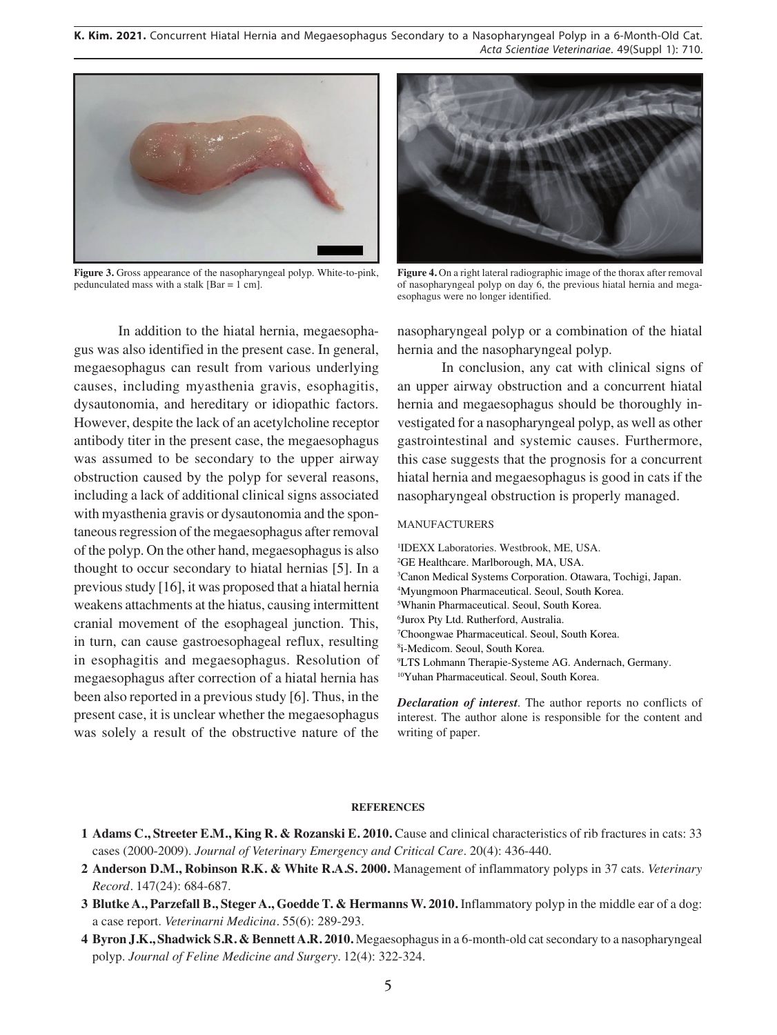Figure 3. Gross appearance of the nasopharyngeal polyp. White-to-pink, pedunculated mass with a stalk [Bar = 1 cm].

Figure 4. On a right lateral radiographic image of the thorax after removal of nasopharyngeal polyp on day 6, the previous hiatal hernia and megaesophagus were no longer identified.

In addition to the hiatal hernia, megaesophagus was also identified in the present case. In general, megaesophagus can result from various underlying causes, including myasthenia gravis, esophagitis, dysautonomia, and hereditary or idiopathic factors. However, despite the lack of an acetylcholine receptor antibody titer in the present case, the megaesophagus was assumed to be secondary to the upper airway obstruction caused by the polyp for several reasons, including a lack of additional clinical signs associated with myasthenia gravis or dysautonomia and the spontaneous regression of the megaesophagus after removal of the polyp. On the other hand, megaesophagus is also thought to occur secondary to hiatal hernias [5]. In a previous study [16], it was proposed that a hiatal hernia weakens attachments at the hiatus, causing intermittent cranial movement of the esophageal junction. This, in turn, can cause gastroesophageal reflux, resulting in esophagitis and megaesophagus. Resolution of megaesophagus after correction of a hiatal hernia has been also reported in a previous study [6]. Thus, in the present case, it is unclear whether the megaesophagus was solely a result of the obstructive nature of the nasopharyngeal polyp or a combination of the hiatal hernia and the nasopharyngeal polyp.

In conclusion, any cat with clinical signs of an upper airway obstruction and a concurrent hiatal hernia and megaesophagus should be thoroughly investigated for a nasopharyngeal polyp, as well as other gastrointestinal and systemic causes. Furthermore, this case suggests that the prognosis for a concurrent hiatal hernia and megaesophagus is good in cats if the nasopharyngeal obstruction is properly managed.

MANUFACTURERS

[1]IDEXX Laboratories. Westbrook, ME, USA.
[2]GE Healthcare. Marlborough, MA, USA.
[3]Canon Medical Systems Corporation. Otawara, Tochigi, Japan.
[4]Myungmoon Pharmaceutical. Seoul, South Korea.
[5]Whanin Pharmaceutical. Seoul, South Korea.
[6]Jurox Pty Ltd. Rutherford, Australia.
[7]Choongwae Pharmaceutical. Seoul, South Korea.
[8]i-Medicom. Seoul, South Korea.
[9]LTS Lohmann Therapie-Systeme AG. Andernach, Germany.
[10]Yuhan Pharmaceutical. Seoul, South Korea.

***Declaration of interest.*** The author reports no conflicts of interest. The author alone is responsible for the content and writing of paper.

## REFERENCES

1 **Adams C., Streeter E.M., King R. & Rozanski E. 2010.** Cause and clinical characteristics of rib fractures in cats: 33 cases (2000-2009). *Journal of Veterinary Emergency and Critical Care*. 20(4): 436-440.

2 **Anderson D.M., Robinson R.K. & White R.A.S. 2000.** Management of inflammatory polyps in 37 cats. *Veterinary Record*. 147(24): 684-687.

3 **Blutke A., Parzefall B., Steger A., Goedde T. & Hermanns W. 2010.** Inflammatory polyp in the middle ear of a dog: a case report. *Veterinarni Medicina*. 55(6): 289-293.

4 **Byron J.K., Shadwick S.R. & Bennett A.R. 2010.** Megaesophagus in a 6-month-old cat secondary to a nasopharyngeal polyp. *Journal of Feline Medicine and Surgery*. 12(4): 322-324.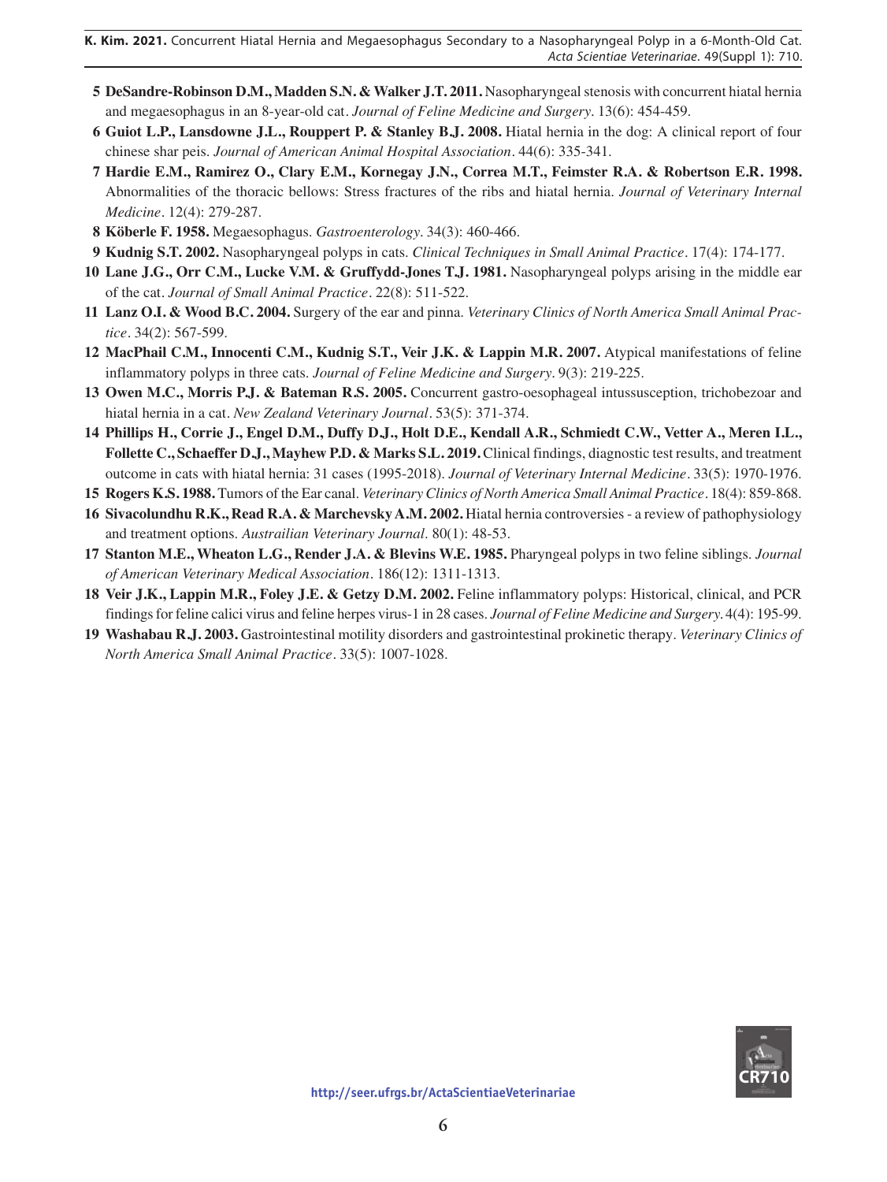5 **DeSandre-Robinson D.M., Madden S.N. & Walker J.T. 2011.** Nasopharyngeal stenosis with concurrent hiatal hernia and megaesophagus in an 8-year-old cat. *Journal of Feline Medicine and Surgery*. 13(6): 454-459.

6 **Guiot L.P., Lansdowne J.L., Rouppert P. & Stanley B.J. 2008.** Hiatal hernia in the dog: A clinical report of four chinese shar peis. *Journal of American Animal Hospital Association*. 44(6): 335-341.

7 **Hardie E.M., Ramirez O., Clary E.M., Kornegay J.N., Correa M.T., Feimster R.A. & Robertson E.R. 1998.** Abnormalities of the thoracic bellows: Stress fractures of the ribs and hiatal hernia. *Journal of Veterinary Internal Medicine*. 12(4): 279-287.

8 **Köberle F. 1958.** Megaesophagus. *Gastroenterology*. 34(3): 460-466.

9 **Kudnig S.T. 2002.** Nasopharyngeal polyps in cats. *Clinical Techniques in Small Animal Practice*. 17(4): 174-177.

10 **Lane J.G., Orr C.M., Lucke V.M. & Gruffydd-Jones T.J. 1981.** Nasopharyngeal polyps arising in the middle ear of the cat. *Journal of Small Animal Practice*. 22(8): 511-522.

11 **Lanz O.I. & Wood B.C. 2004.** Surgery of the ear and pinna. *Veterinary Clinics of North America Small Animal Practice*. 34(2): 567-599.

12 **MacPhail C.M., Innocenti C.M., Kudnig S.T., Veir J.K. & Lappin M.R. 2007.** Atypical manifestations of feline inflammatory polyps in three cats. *Journal of Feline Medicine and Surgery*. 9(3): 219-225.

13 **Owen M.C., Morris P.J. & Bateman R.S. 2005.** Concurrent gastro-oesophageal intussusception, trichobezoar and hiatal hernia in a cat. *New Zealand Veterinary Journal*. 53(5): 371-374.

14 **Phillips H., Corrie J., Engel D.M., Duffy D.J., Holt D.E., Kendall A.R., Schmiedt C.W., Vetter A., Meren I.L., Follette C., Schaeffer D.J., Mayhew P.D. & Marks S.L. 2019.** Clinical findings, diagnostic test results, and treatment outcome in cats with hiatal hernia: 31 cases (1995-2018). *Journal of Veterinary Internal Medicine*. 33(5): 1970-1976.

15 **Rogers K.S. 1988.** Tumors of the Ear canal. *Veterinary Clinics of North America Small Animal Practice*. 18(4): 859-868.

16 **Sivacolundhu R.K., Read R.A. & Marchevsky A.M. 2002.** Hiatal hernia controversies - a review of pathophysiology and treatment options. *Austrailian Veterinary Journal*. 80(1): 48-53.

17 **Stanton M.E., Wheaton L.G., Render J.A. & Blevins W.E. 1985.** Pharyngeal polyps in two feline siblings. *Journal of American Veterinary Medical Association*. 186(12): 1311-1313.

18 **Veir J.K., Lappin M.R., Foley J.E. & Getzy D.M. 2002.** Feline inflammatory polyps: Historical, clinical, and PCR findings for feline calici virus and feline herpes virus-1 in 28 cases. *Journal of Feline Medicine and Surgery*. 4(4): 195-99.

19 **Washabau R.J. 2003.** Gastrointestinal motility disorders and gastrointestinal prokinetic therapy. *Veterinary Clinics of North America Small Animal Practice*. 33(5): 1007-1028.